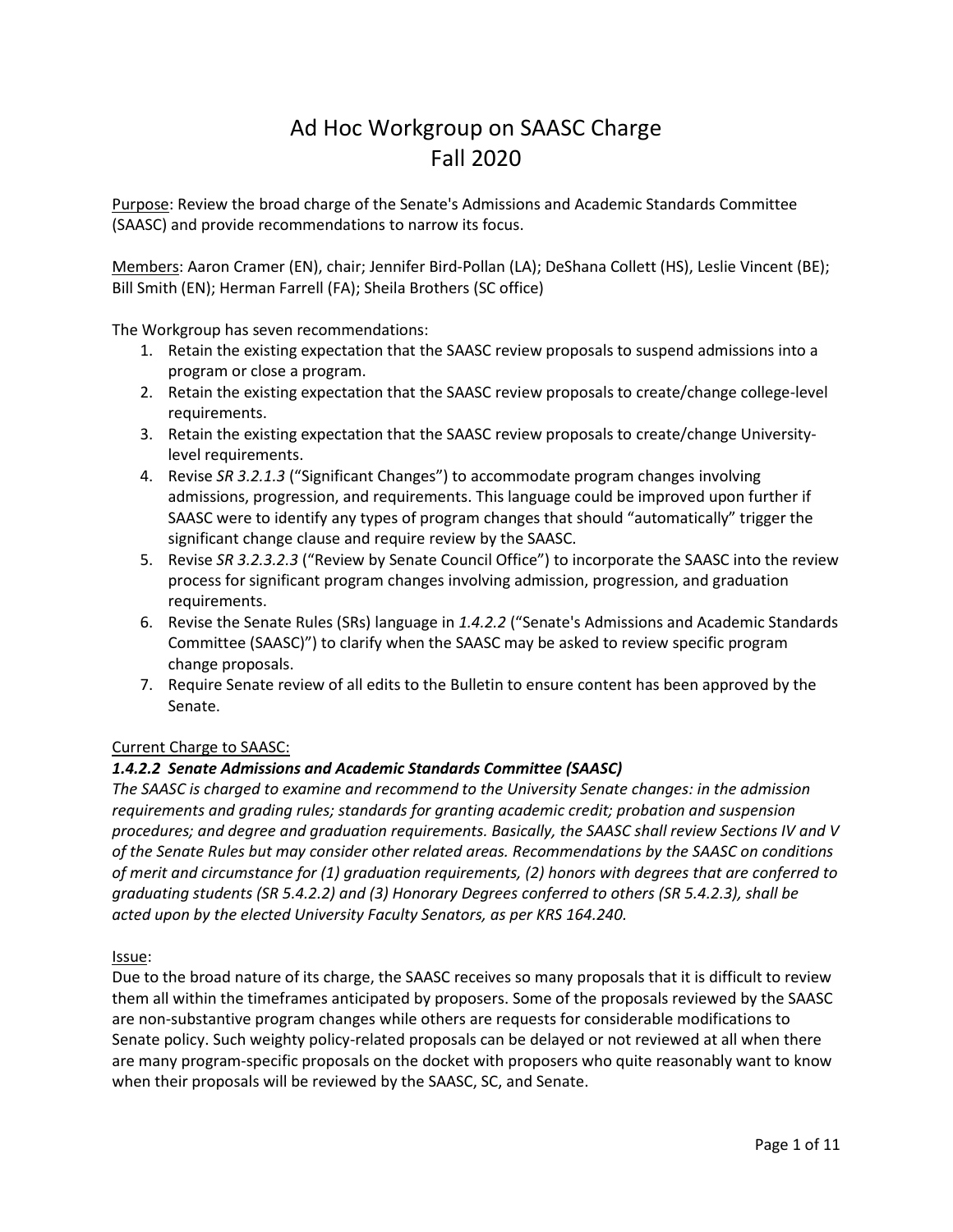# Ad Hoc Workgroup on SAASC Charge
# Fall 2020

Purpose: Review the broad charge of the Senate's Admissions and Academic Standards Committee (SAASC) and provide recommendations to narrow its focus.

Members: Aaron Cramer (EN), chair; Jennifer Bird-Pollan (LA); DeShana Collett (HS), Leslie Vincent (BE); Bill Smith (EN); Herman Farrell (FA); Sheila Brothers (SC office)

The Workgroup has seven recommendations:

1. Retain the existing expectation that the SAASC review proposals to suspend admissions into a program or close a program.
2. Retain the existing expectation that the SAASC review proposals to create/change college-level requirements.
3. Retain the existing expectation that the SAASC review proposals to create/change University-level requirements.
4. Revise *SR 3.2.1.3* ("Significant Changes") to accommodate program changes involving admissions, progression, and requirements. This language could be improved upon further if SAASC were to identify any types of program changes that should "automatically" trigger the significant change clause and require review by the SAASC.
5. Revise *SR 3.2.3.2.3* ("Review by Senate Council Office") to incorporate the SAASC into the review process for significant program changes involving admission, progression, and graduation requirements.
6. Revise the Senate Rules (SRs) language in *1.4.2.2* ("Senate's Admissions and Academic Standards Committee (SAASC)") to clarify when the SAASC may be asked to review specific program change proposals.
7. Require Senate review of all edits to the Bulletin to ensure content has been approved by the Senate.

Current Charge to SAASC:

***1.4.2.2 Senate Admissions and Academic Standards Committee (SAASC)***

*The SAASC is charged to examine and recommend to the University Senate changes: in the admission requirements and grading rules; standards for granting academic credit; probation and suspension procedures; and degree and graduation requirements. Basically, the SAASC shall review Sections IV and V of the Senate Rules but may consider other related areas. Recommendations by the SAASC on conditions of merit and circumstance for (1) graduation requirements, (2) honors with degrees that are conferred to graduating students (SR 5.4.2.2) and (3) Honorary Degrees conferred to others (SR 5.4.2.3), shall be acted upon by the elected University Faculty Senators, as per KRS 164.240.*

Issue:

Due to the broad nature of its charge, the SAASC receives so many proposals that it is difficult to review them all within the timeframes anticipated by proposers. Some of the proposals reviewed by the SAASC are non-substantive program changes while others are requests for considerable modifications to Senate policy. Such weighty policy-related proposals can be delayed or not reviewed at all when there are many program-specific proposals on the docket with proposers who quite reasonably want to know when their proposals will be reviewed by the SAASC, SC, and Senate.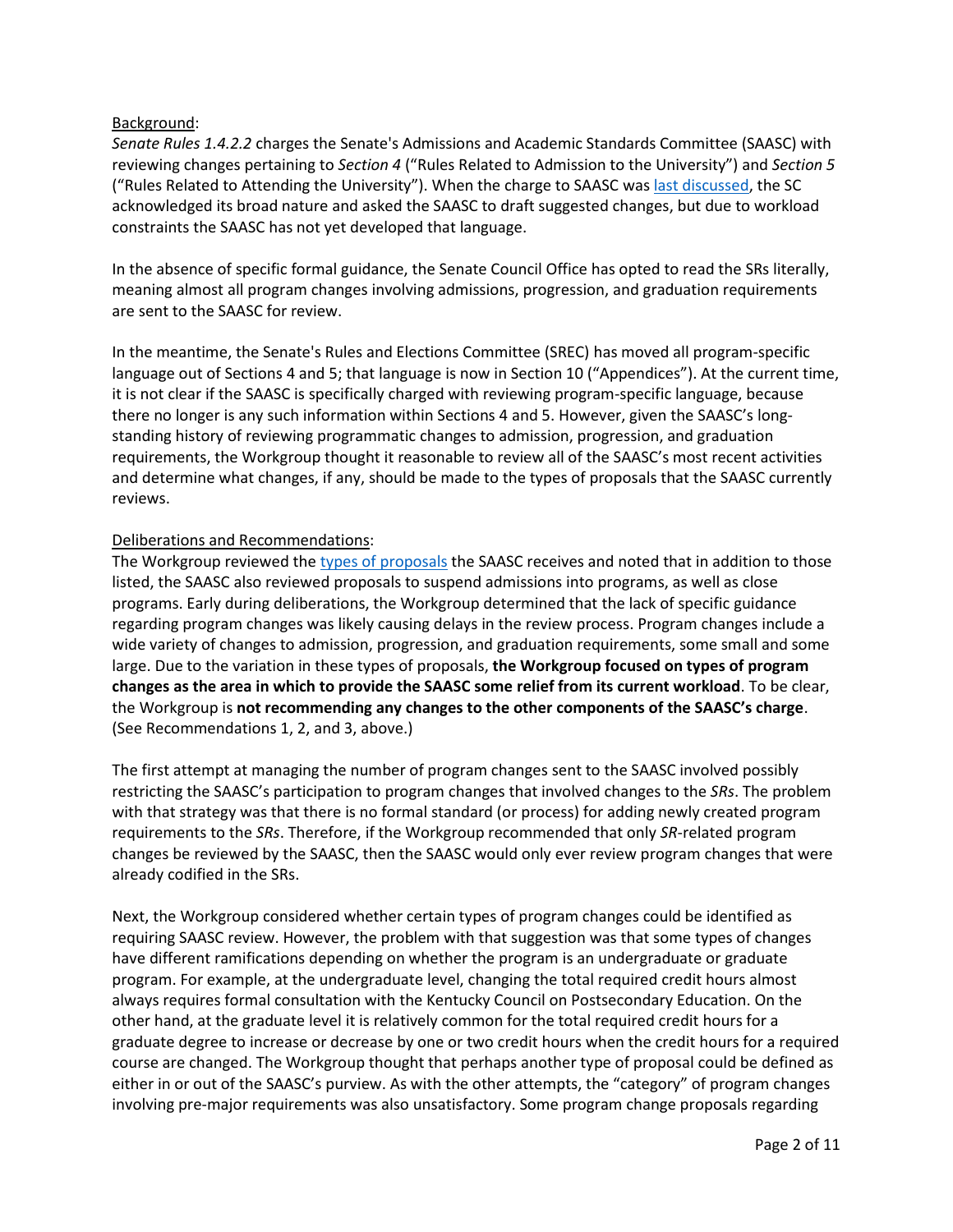Background:

*Senate Rules 1.4.2.2* charges the Senate's Admissions and Academic Standards Committee (SAASC) with reviewing changes pertaining to *Section 4* ("Rules Related to Admission to the University") and *Section 5* ("Rules Related to Attending the University"). When the charge to SAASC was last discussed, the SC acknowledged its broad nature and asked the SAASC to draft suggested changes, but due to workload constraints the SAASC has not yet developed that language.

In the absence of specific formal guidance, the Senate Council Office has opted to read the SRs literally, meaning almost all program changes involving admissions, progression, and graduation requirements are sent to the SAASC for review.

In the meantime, the Senate's Rules and Elections Committee (SREC) has moved all program-specific language out of Sections 4 and 5; that language is now in Section 10 ("Appendices"). At the current time, it is not clear if the SAASC is specifically charged with reviewing program-specific language, because there no longer is any such information within Sections 4 and 5. However, given the SAASC's long-standing history of reviewing programmatic changes to admission, progression, and graduation requirements, the Workgroup thought it reasonable to review all of the SAASC's most recent activities and determine what changes, if any, should be made to the types of proposals that the SAASC currently reviews.

Deliberations and Recommendations:

The Workgroup reviewed the types of proposals the SAASC receives and noted that in addition to those listed, the SAASC also reviewed proposals to suspend admissions into programs, as well as close programs. Early during deliberations, the Workgroup determined that the lack of specific guidance regarding program changes was likely causing delays in the review process. Program changes include a wide variety of changes to admission, progression, and graduation requirements, some small and some large. Due to the variation in these types of proposals, **the Workgroup focused on types of program changes as the area in which to provide the SAASC some relief from its current workload**. To be clear, the Workgroup is **not recommending any changes to the other components of the SAASC's charge**. (See Recommendations 1, 2, and 3, above.)

The first attempt at managing the number of program changes sent to the SAASC involved possibly restricting the SAASC's participation to program changes that involved changes to the *SRs*. The problem with that strategy was that there is no formal standard (or process) for adding newly created program requirements to the *SRs*. Therefore, if the Workgroup recommended that only *SR*-related program changes be reviewed by the SAASC, then the SAASC would only ever review program changes that were already codified in the SRs.

Next, the Workgroup considered whether certain types of program changes could be identified as requiring SAASC review. However, the problem with that suggestion was that some types of changes have different ramifications depending on whether the program is an undergraduate or graduate program. For example, at the undergraduate level, changing the total required credit hours almost always requires formal consultation with the Kentucky Council on Postsecondary Education. On the other hand, at the graduate level it is relatively common for the total required credit hours for a graduate degree to increase or decrease by one or two credit hours when the credit hours for a required course are changed. The Workgroup thought that perhaps another type of proposal could be defined as either in or out of the SAASC's purview. As with the other attempts, the "category" of program changes involving pre-major requirements was also unsatisfactory. Some program change proposals regarding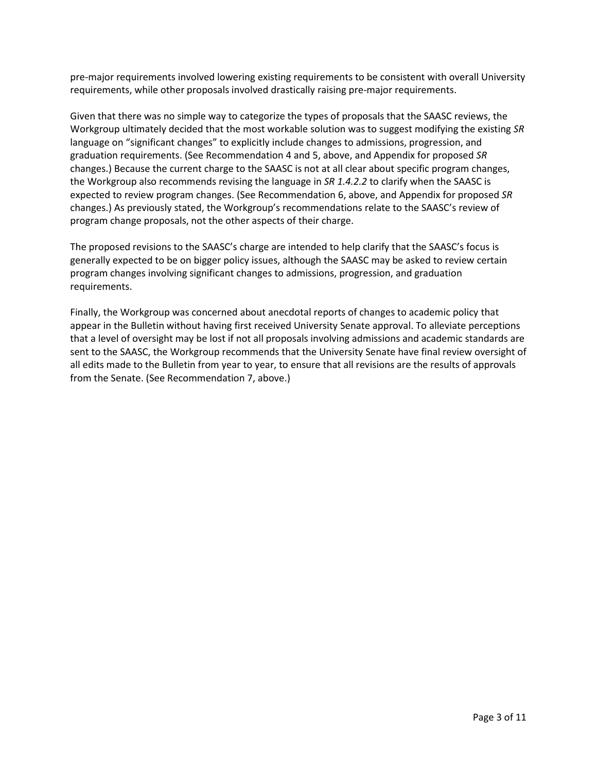pre-major requirements involved lowering existing requirements to be consistent with overall University requirements, while other proposals involved drastically raising pre-major requirements.

Given that there was no simple way to categorize the types of proposals that the SAASC reviews, the Workgroup ultimately decided that the most workable solution was to suggest modifying the existing *SR* language on "significant changes" to explicitly include changes to admissions, progression, and graduation requirements. (See Recommendation 4 and 5, above, and Appendix for proposed *SR* changes.) Because the current charge to the SAASC is not at all clear about specific program changes, the Workgroup also recommends revising the language in *SR 1.4.2.2* to clarify when the SAASC is expected to review program changes. (See Recommendation 6, above, and Appendix for proposed *SR* changes.) As previously stated, the Workgroup's recommendations relate to the SAASC's review of program change proposals, not the other aspects of their charge.

The proposed revisions to the SAASC's charge are intended to help clarify that the SAASC's focus is generally expected to be on bigger policy issues, although the SAASC may be asked to review certain program changes involving significant changes to admissions, progression, and graduation requirements.

Finally, the Workgroup was concerned about anecdotal reports of changes to academic policy that appear in the Bulletin without having first received University Senate approval. To alleviate perceptions that a level of oversight may be lost if not all proposals involving admissions and academic standards are sent to the SAASC, the Workgroup recommends that the University Senate have final review oversight of all edits made to the Bulletin from year to year, to ensure that all revisions are the results of approvals from the Senate. (See Recommendation 7, above.)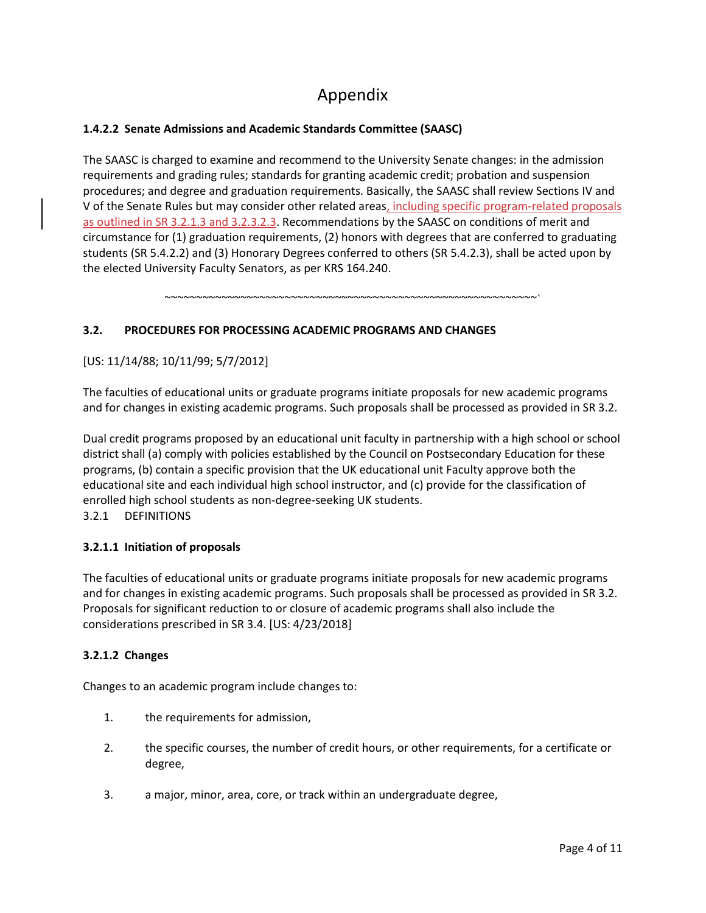# Appendix

**1.4.2.2 Senate Admissions and Academic Standards Committee (SAASC)**

The SAASC is charged to examine and recommend to the University Senate changes: in the admission requirements and grading rules; standards for granting academic credit; probation and suspension procedures; and degree and graduation requirements. Basically, the SAASC shall review Sections IV and V of the Senate Rules but may consider other related areas, including specific program-related proposals as outlined in SR 3.2.1.3 and 3.2.3.2.3. Recommendations by the SAASC on conditions of merit and circumstance for (1) graduation requirements, (2) honors with degrees that are conferred to graduating students (SR 5.4.2.2) and (3) Honorary Degrees conferred to others (SR 5.4.2.3), shall be acted upon by the elected University Faculty Senators, as per KRS 164.240.

~~~~~~~~~~~~~~~~~~~~~~~~~~~~~~~~~~~~~~~~~~~~~~~~~~~~~~~~~~~~~~~~`

**3.2. PROCEDURES FOR PROCESSING ACADEMIC PROGRAMS AND CHANGES**

[US: 11/14/88; 10/11/99; 5/7/2012]

The faculties of educational units or graduate programs initiate proposals for new academic programs and for changes in existing academic programs. Such proposals shall be processed as provided in SR 3.2.

Dual credit programs proposed by an educational unit faculty in partnership with a high school or school district shall (a) comply with policies established by the Council on Postsecondary Education for these programs, (b) contain a specific provision that the UK educational unit Faculty approve both the educational site and each individual high school instructor, and (c) provide for the classification of enrolled high school students as non-degree-seeking UK students.

3.2.1 DEFINITIONS

**3.2.1.1 Initiation of proposals**

The faculties of educational units or graduate programs initiate proposals for new academic programs and for changes in existing academic programs. Such proposals shall be processed as provided in SR 3.2. Proposals for significant reduction to or closure of academic programs shall also include the considerations prescribed in SR 3.4. [US: 4/23/2018]

**3.2.1.2 Changes**

Changes to an academic program include changes to:

1. the requirements for admission,
2. the specific courses, the number of credit hours, or other requirements, for a certificate or degree,
3. a major, minor, area, core, or track within an undergraduate degree,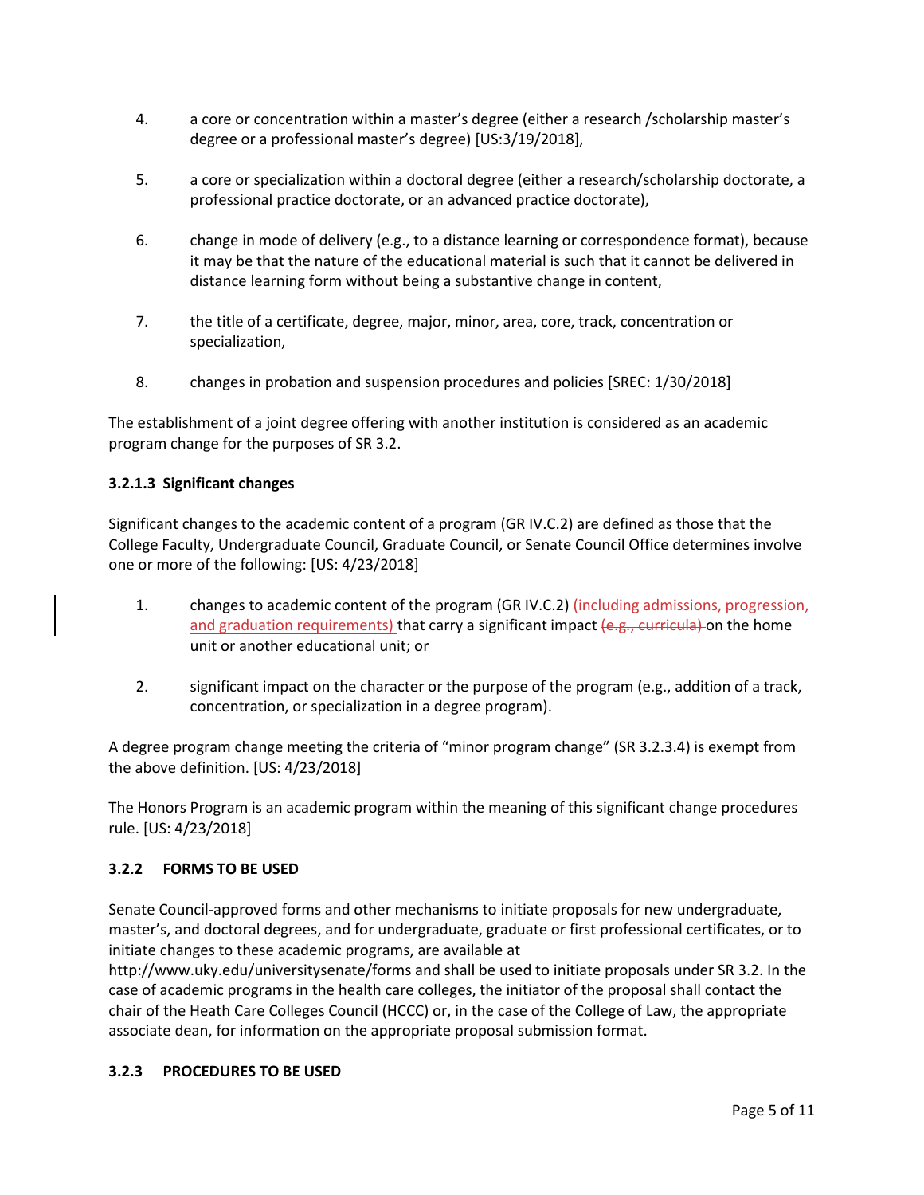4. a core or concentration within a master's degree (either a research /scholarship master's degree or a professional master's degree) [US:3/19/2018],

5. a core or specialization within a doctoral degree (either a research/scholarship doctorate, a professional practice doctorate, or an advanced practice doctorate),

6. change in mode of delivery (e.g., to a distance learning or correspondence format), because it may be that the nature of the educational material is such that it cannot be delivered in distance learning form without being a substantive change in content,

7. the title of a certificate, degree, major, minor, area, core, track, concentration or specialization,

8. changes in probation and suspension procedures and policies [SREC: 1/30/2018]

The establishment of a joint degree offering with another institution is considered as an academic program change for the purposes of SR 3.2.

### 3.2.1.3 Significant changes

Significant changes to the academic content of a program (GR IV.C.2) are defined as those that the College Faculty, Undergraduate Council, Graduate Council, or Senate Council Office determines involve one or more of the following: [US: 4/23/2018]

1. changes to academic content of the program (GR IV.C.2) <ins>(including admissions, progression, and graduation requirements)</ins> that carry a significant impact ~~(e.g., curricula)~~ on the home unit or another educational unit; or

2. significant impact on the character or the purpose of the program (e.g., addition of a track, concentration, or specialization in a degree program).

A degree program change meeting the criteria of "minor program change" (SR 3.2.3.4) is exempt from the above definition. [US: 4/23/2018]

The Honors Program is an academic program within the meaning of this significant change procedures rule. [US: 4/23/2018]

### 3.2.2 FORMS TO BE USED

Senate Council-approved forms and other mechanisms to initiate proposals for new undergraduate, master's, and doctoral degrees, and for undergraduate, graduate or first professional certificates, or to initiate changes to these academic programs, are available at http://www.uky.edu/universitysenate/forms and shall be used to initiate proposals under SR 3.2. In the case of academic programs in the health care colleges, the initiator of the proposal shall contact the chair of the Heath Care Colleges Council (HCCC) or, in the case of the College of Law, the appropriate associate dean, for information on the appropriate proposal submission format.

### 3.2.3 PROCEDURES TO BE USED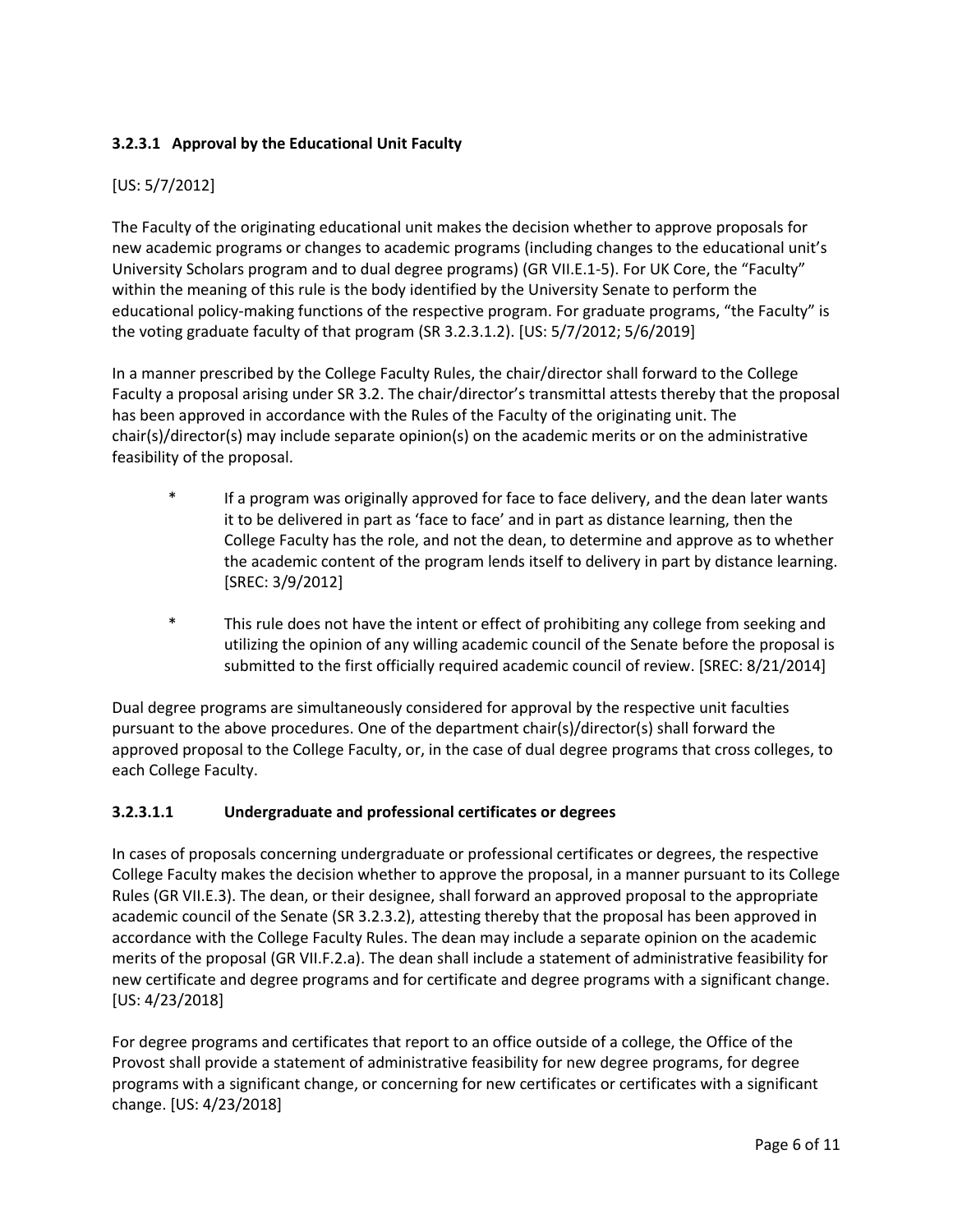### 3.2.3.1 Approval by the Educational Unit Faculty

[US: 5/7/2012]

The Faculty of the originating educational unit makes the decision whether to approve proposals for new academic programs or changes to academic programs (including changes to the educational unit's University Scholars program and to dual degree programs) (GR VII.E.1-5). For UK Core, the "Faculty" within the meaning of this rule is the body identified by the University Senate to perform the educational policy-making functions of the respective program. For graduate programs, "the Faculty" is the voting graduate faculty of that program (SR 3.2.3.1.2). [US: 5/7/2012; 5/6/2019]

In a manner prescribed by the College Faculty Rules, the chair/director shall forward to the College Faculty a proposal arising under SR 3.2. The chair/director's transmittal attests thereby that the proposal has been approved in accordance with the Rules of the Faculty of the originating unit. The chair(s)/director(s) may include separate opinion(s) on the academic merits or on the administrative feasibility of the proposal.

\* If a program was originally approved for face to face delivery, and the dean later wants it to be delivered in part as 'face to face' and in part as distance learning, then the College Faculty has the role, and not the dean, to determine and approve as to whether the academic content of the program lends itself to delivery in part by distance learning. [SREC: 3/9/2012]

\* This rule does not have the intent or effect of prohibiting any college from seeking and utilizing the opinion of any willing academic council of the Senate before the proposal is submitted to the first officially required academic council of review. [SREC: 8/21/2014]

Dual degree programs are simultaneously considered for approval by the respective unit faculties pursuant to the above procedures. One of the department chair(s)/director(s) shall forward the approved proposal to the College Faculty, or, in the case of dual degree programs that cross colleges, to each College Faculty.

#### 3.2.3.1.1 Undergraduate and professional certificates or degrees

In cases of proposals concerning undergraduate or professional certificates or degrees, the respective College Faculty makes the decision whether to approve the proposal, in a manner pursuant to its College Rules (GR VII.E.3). The dean, or their designee, shall forward an approved proposal to the appropriate academic council of the Senate (SR 3.2.3.2), attesting thereby that the proposal has been approved in accordance with the College Faculty Rules. The dean may include a separate opinion on the academic merits of the proposal (GR VII.F.2.a). The dean shall include a statement of administrative feasibility for new certificate and degree programs and for certificate and degree programs with a significant change. [US: 4/23/2018]

For degree programs and certificates that report to an office outside of a college, the Office of the Provost shall provide a statement of administrative feasibility for new degree programs, for degree programs with a significant change, or concerning for new certificates or certificates with a significant change. [US: 4/23/2018]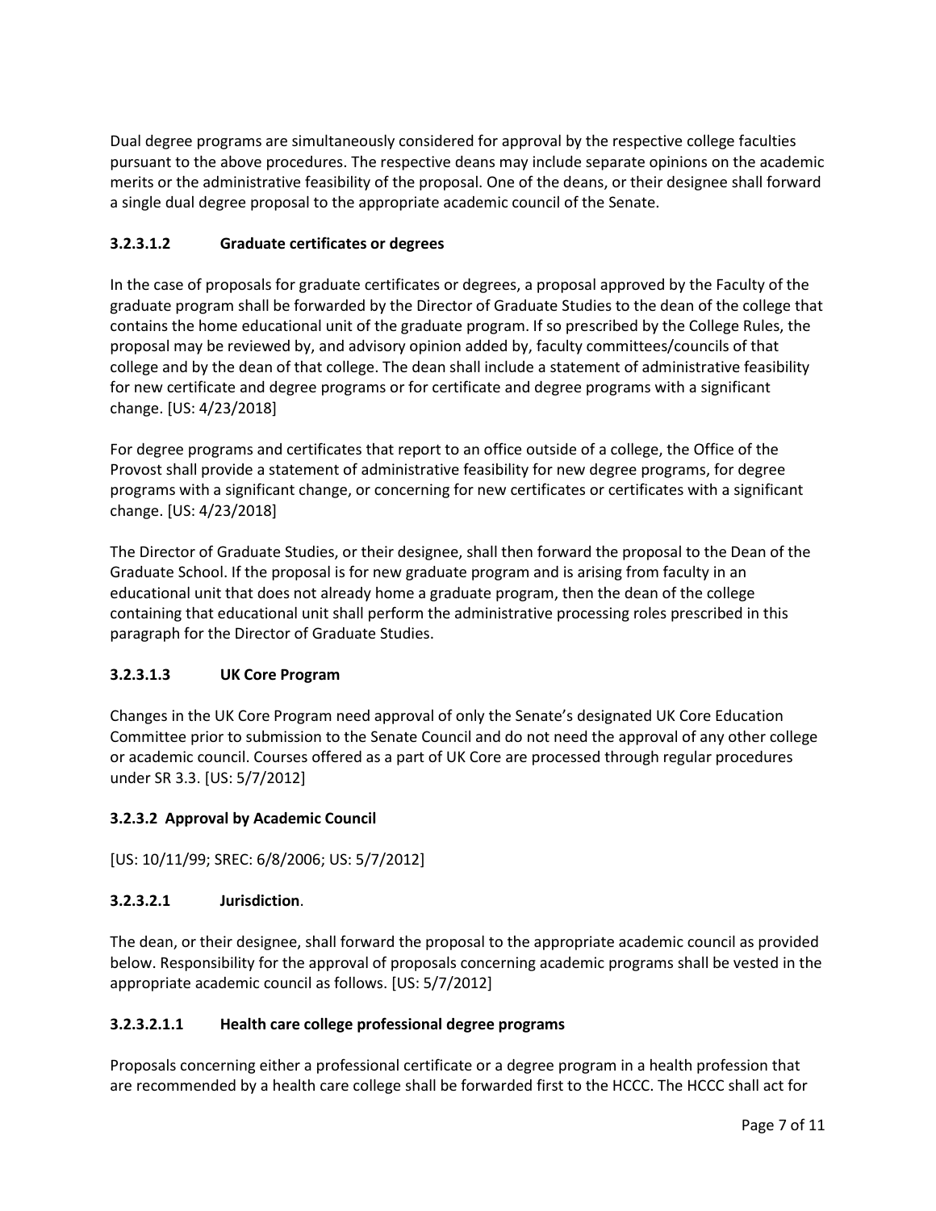Dual degree programs are simultaneously considered for approval by the respective college faculties pursuant to the above procedures. The respective deans may include separate opinions on the academic merits or the administrative feasibility of the proposal. One of the deans, or their designee shall forward a single dual degree proposal to the appropriate academic council of the Senate.

#### 3.2.3.1.2 Graduate certificates or degrees

In the case of proposals for graduate certificates or degrees, a proposal approved by the Faculty of the graduate program shall be forwarded by the Director of Graduate Studies to the dean of the college that contains the home educational unit of the graduate program. If so prescribed by the College Rules, the proposal may be reviewed by, and advisory opinion added by, faculty committees/councils of that college and by the dean of that college. The dean shall include a statement of administrative feasibility for new certificate and degree programs or for certificate and degree programs with a significant change. [US: 4/23/2018]

For degree programs and certificates that report to an office outside of a college, the Office of the Provost shall provide a statement of administrative feasibility for new degree programs, for degree programs with a significant change, or concerning for new certificates or certificates with a significant change. [US: 4/23/2018]

The Director of Graduate Studies, or their designee, shall then forward the proposal to the Dean of the Graduate School. If the proposal is for new graduate program and is arising from faculty in an educational unit that does not already home a graduate program, then the dean of the college containing that educational unit shall perform the administrative processing roles prescribed in this paragraph for the Director of Graduate Studies.

#### 3.2.3.1.3 UK Core Program

Changes in the UK Core Program need approval of only the Senate's designated UK Core Education Committee prior to submission to the Senate Council and do not need the approval of any other college or academic council. Courses offered as a part of UK Core are processed through regular procedures under SR 3.3. [US: 5/7/2012]

### 3.2.3.2 Approval by Academic Council

[US: 10/11/99; SREC: 6/8/2006; US: 5/7/2012]

#### 3.2.3.2.1 Jurisdiction.

The dean, or their designee, shall forward the proposal to the appropriate academic council as provided below. Responsibility for the approval of proposals concerning academic programs shall be vested in the appropriate academic council as follows. [US: 5/7/2012]

##### 3.2.3.2.1.1 Health care college professional degree programs

Proposals concerning either a professional certificate or a degree program in a health profession that are recommended by a health care college shall be forwarded first to the HCCC. The HCCC shall act for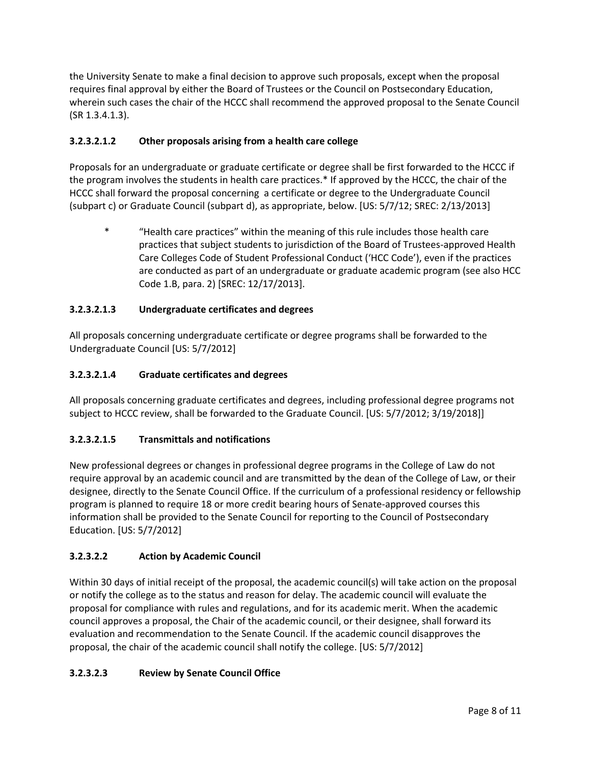the University Senate to make a final decision to approve such proposals, except when the proposal requires final approval by either the Board of Trustees or the Council on Postsecondary Education, wherein such cases the chair of the HCCC shall recommend the approved proposal to the Senate Council (SR 1.3.4.1.3).

#### 3.2.3.2.1.2 Other proposals arising from a health care college

Proposals for an undergraduate or graduate certificate or degree shall be first forwarded to the HCCC if the program involves the students in health care practices.* If approved by the HCCC, the chair of the HCCC shall forward the proposal concerning a certificate or degree to the Undergraduate Council (subpart c) or Graduate Council (subpart d), as appropriate, below. [US: 5/7/12; SREC: 2/13/2013]

> * "Health care practices" within the meaning of this rule includes those health care practices that subject students to jurisdiction of the Board of Trustees-approved Health Care Colleges Code of Student Professional Conduct ('HCC Code'), even if the practices are conducted as part of an undergraduate or graduate academic program (see also HCC Code 1.B, para. 2) [SREC: 12/17/2013].

#### 3.2.3.2.1.3 Undergraduate certificates and degrees

All proposals concerning undergraduate certificate or degree programs shall be forwarded to the Undergraduate Council [US: 5/7/2012]

#### 3.2.3.2.1.4 Graduate certificates and degrees

All proposals concerning graduate certificates and degrees, including professional degree programs not subject to HCCC review, shall be forwarded to the Graduate Council. [US: 5/7/2012; 3/19/2018]]

#### 3.2.3.2.1.5 Transmittals and notifications

New professional degrees or changes in professional degree programs in the College of Law do not require approval by an academic council and are transmitted by the dean of the College of Law, or their designee, directly to the Senate Council Office. If the curriculum of a professional residency or fellowship program is planned to require 18 or more credit bearing hours of Senate-approved courses this information shall be provided to the Senate Council for reporting to the Council of Postsecondary Education. [US: 5/7/2012]

#### 3.2.3.2.2 Action by Academic Council

Within 30 days of initial receipt of the proposal, the academic council(s) will take action on the proposal or notify the college as to the status and reason for delay. The academic council will evaluate the proposal for compliance with rules and regulations, and for its academic merit. When the academic council approves a proposal, the Chair of the academic council, or their designee, shall forward its evaluation and recommendation to the Senate Council. If the academic council disapproves the proposal, the chair of the academic council shall notify the college. [US: 5/7/2012]

#### 3.2.3.2.3 Review by Senate Council Office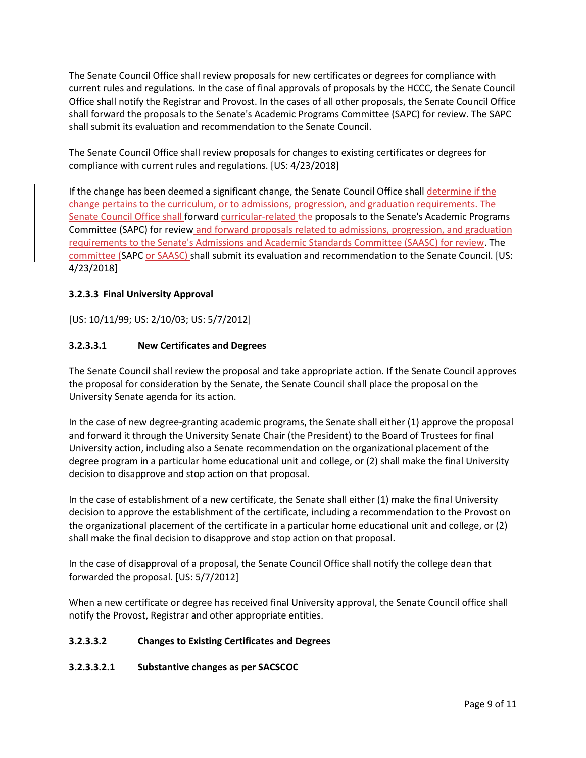The Senate Council Office shall review proposals for new certificates or degrees for compliance with current rules and regulations. In the case of final approvals of proposals by the HCCC, the Senate Council Office shall notify the Registrar and Provost. In the cases of all other proposals, the Senate Council Office shall forward the proposals to the Senate's Academic Programs Committee (SAPC) for review. The SAPC shall submit its evaluation and recommendation to the Senate Council.

The Senate Council Office shall review proposals for changes to existing certificates or degrees for compliance with current rules and regulations. [US: 4/23/2018]

If the change has been deemed a significant change, the Senate Council Office shall determine if the change pertains to the curriculum, or to admissions, progression, and graduation requirements. The Senate Council Office shall forward curricular-related ~~the~~ proposals to the Senate's Academic Programs Committee (SAPC) for review and forward proposals related to admissions, progression, and graduation requirements to the Senate's Admissions and Academic Standards Committee (SAASC) for review. The committee (SAPC or SAASC) shall submit its evaluation and recommendation to the Senate Council. [US: 4/23/2018]

### 3.2.3.3 Final University Approval

[US: 10/11/99; US: 2/10/03; US: 5/7/2012]

#### 3.2.3.3.1 New Certificates and Degrees

The Senate Council shall review the proposal and take appropriate action. If the Senate Council approves the proposal for consideration by the Senate, the Senate Council shall place the proposal on the University Senate agenda for its action.

In the case of new degree-granting academic programs, the Senate shall either (1) approve the proposal and forward it through the University Senate Chair (the President) to the Board of Trustees for final University action, including also a Senate recommendation on the organizational placement of the degree program in a particular home educational unit and college, or (2) shall make the final University decision to disapprove and stop action on that proposal.

In the case of establishment of a new certificate, the Senate shall either (1) make the final University decision to approve the establishment of the certificate, including a recommendation to the Provost on the organizational placement of the certificate in a particular home educational unit and college, or (2) shall make the final decision to disapprove and stop action on that proposal.

In the case of disapproval of a proposal, the Senate Council Office shall notify the college dean that forwarded the proposal. [US: 5/7/2012]

When a new certificate or degree has received final University approval, the Senate Council office shall notify the Provost, Registrar and other appropriate entities.

#### 3.2.3.3.2 Changes to Existing Certificates and Degrees

##### 3.2.3.3.2.1 Substantive changes as per SACSCOC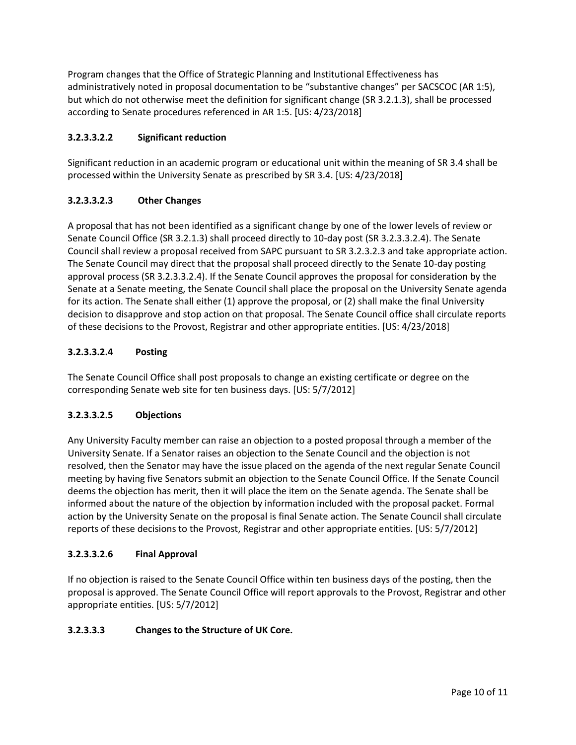Program changes that the Office of Strategic Planning and Institutional Effectiveness has administratively noted in proposal documentation to be "substantive changes" per SACSCOC (AR 1:5), but which do not otherwise meet the definition for significant change (SR 3.2.1.3), shall be processed according to Senate procedures referenced in AR 1:5. [US: 4/23/2018]

### 3.2.3.3.2.2 Significant reduction

Significant reduction in an academic program or educational unit within the meaning of SR 3.4 shall be processed within the University Senate as prescribed by SR 3.4. [US: 4/23/2018]

### 3.2.3.3.2.3 Other Changes

A proposal that has not been identified as a significant change by one of the lower levels of review or Senate Council Office (SR 3.2.1.3) shall proceed directly to 10-day post (SR 3.2.3.3.2.4). The Senate Council shall review a proposal received from SAPC pursuant to SR 3.2.3.2.3 and take appropriate action. The Senate Council may direct that the proposal shall proceed directly to the Senate 10-day posting approval process (SR 3.2.3.3.2.4). If the Senate Council approves the proposal for consideration by the Senate at a Senate meeting, the Senate Council shall place the proposal on the University Senate agenda for its action. The Senate shall either (1) approve the proposal, or (2) shall make the final University decision to disapprove and stop action on that proposal. The Senate Council office shall circulate reports of these decisions to the Provost, Registrar and other appropriate entities. [US: 4/23/2018]

### 3.2.3.3.2.4 Posting

The Senate Council Office shall post proposals to change an existing certificate or degree on the corresponding Senate web site for ten business days. [US: 5/7/2012]

### 3.2.3.3.2.5 Objections

Any University Faculty member can raise an objection to a posted proposal through a member of the University Senate. If a Senator raises an objection to the Senate Council and the objection is not resolved, then the Senator may have the issue placed on the agenda of the next regular Senate Council meeting by having five Senators submit an objection to the Senate Council Office. If the Senate Council deems the objection has merit, then it will place the item on the Senate agenda. The Senate shall be informed about the nature of the objection by information included with the proposal packet. Formal action by the University Senate on the proposal is final Senate action. The Senate Council shall circulate reports of these decisions to the Provost, Registrar and other appropriate entities. [US: 5/7/2012]

### 3.2.3.3.2.6 Final Approval

If no objection is raised to the Senate Council Office within ten business days of the posting, then the proposal is approved. The Senate Council Office will report approvals to the Provost, Registrar and other appropriate entities. [US: 5/7/2012]

### 3.2.3.3.3 Changes to the Structure of UK Core.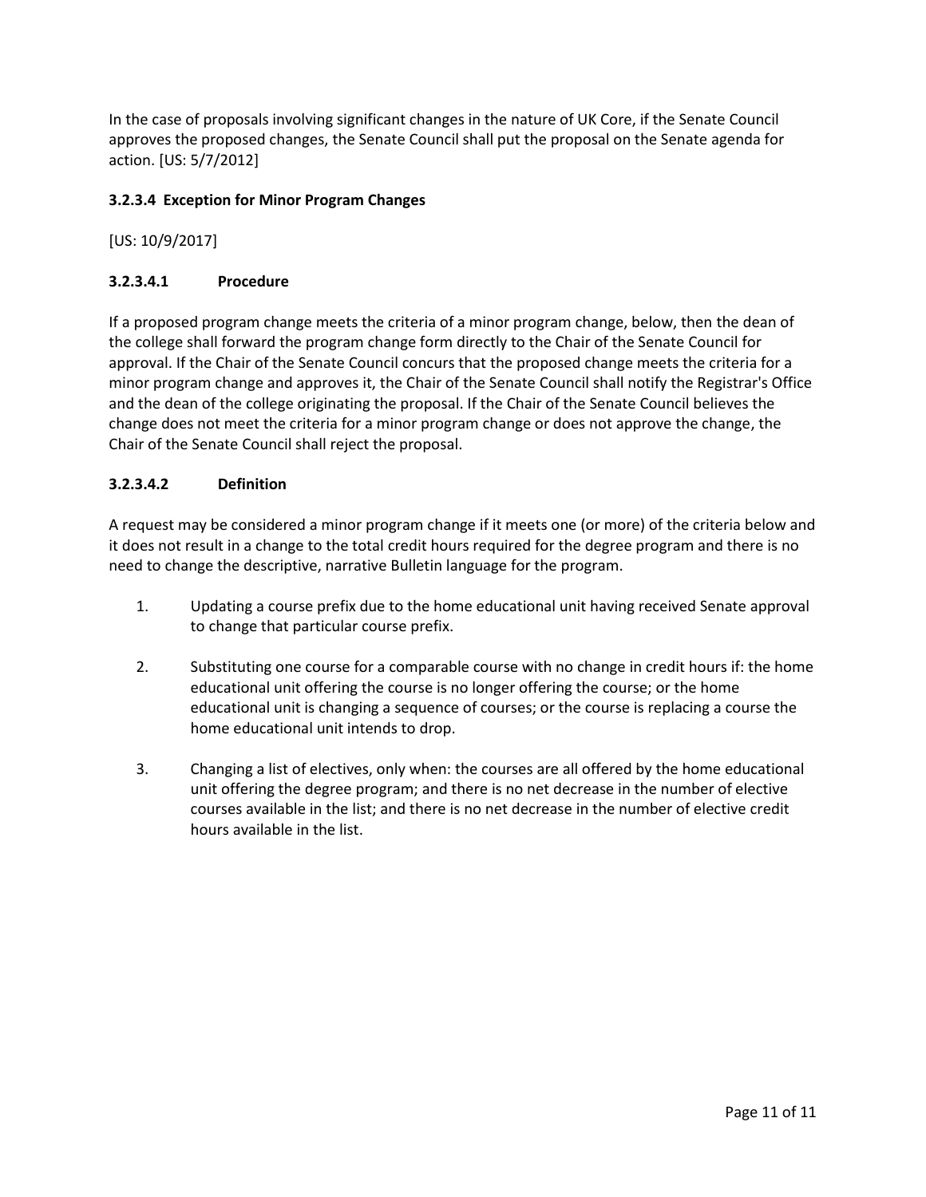In the case of proposals involving significant changes in the nature of UK Core, if the Senate Council approves the proposed changes, the Senate Council shall put the proposal on the Senate agenda for action. [US: 5/7/2012]

### 3.2.3.4 Exception for Minor Program Changes

[US: 10/9/2017]

#### 3.2.3.4.1 Procedure

If a proposed program change meets the criteria of a minor program change, below, then the dean of the college shall forward the program change form directly to the Chair of the Senate Council for approval. If the Chair of the Senate Council concurs that the proposed change meets the criteria for a minor program change and approves it, the Chair of the Senate Council shall notify the Registrar's Office and the dean of the college originating the proposal. If the Chair of the Senate Council believes the change does not meet the criteria for a minor program change or does not approve the change, the Chair of the Senate Council shall reject the proposal.

#### 3.2.3.4.2 Definition

A request may be considered a minor program change if it meets one (or more) of the criteria below and it does not result in a change to the total credit hours required for the degree program and there is no need to change the descriptive, narrative Bulletin language for the program.

1. Updating a course prefix due to the home educational unit having received Senate approval to change that particular course prefix.
2. Substituting one course for a comparable course with no change in credit hours if: the home educational unit offering the course is no longer offering the course; or the home educational unit is changing a sequence of courses; or the course is replacing a course the home educational unit intends to drop.
3. Changing a list of electives, only when: the courses are all offered by the home educational unit offering the degree program; and there is no net decrease in the number of elective courses available in the list; and there is no net decrease in the number of elective credit hours available in the list.